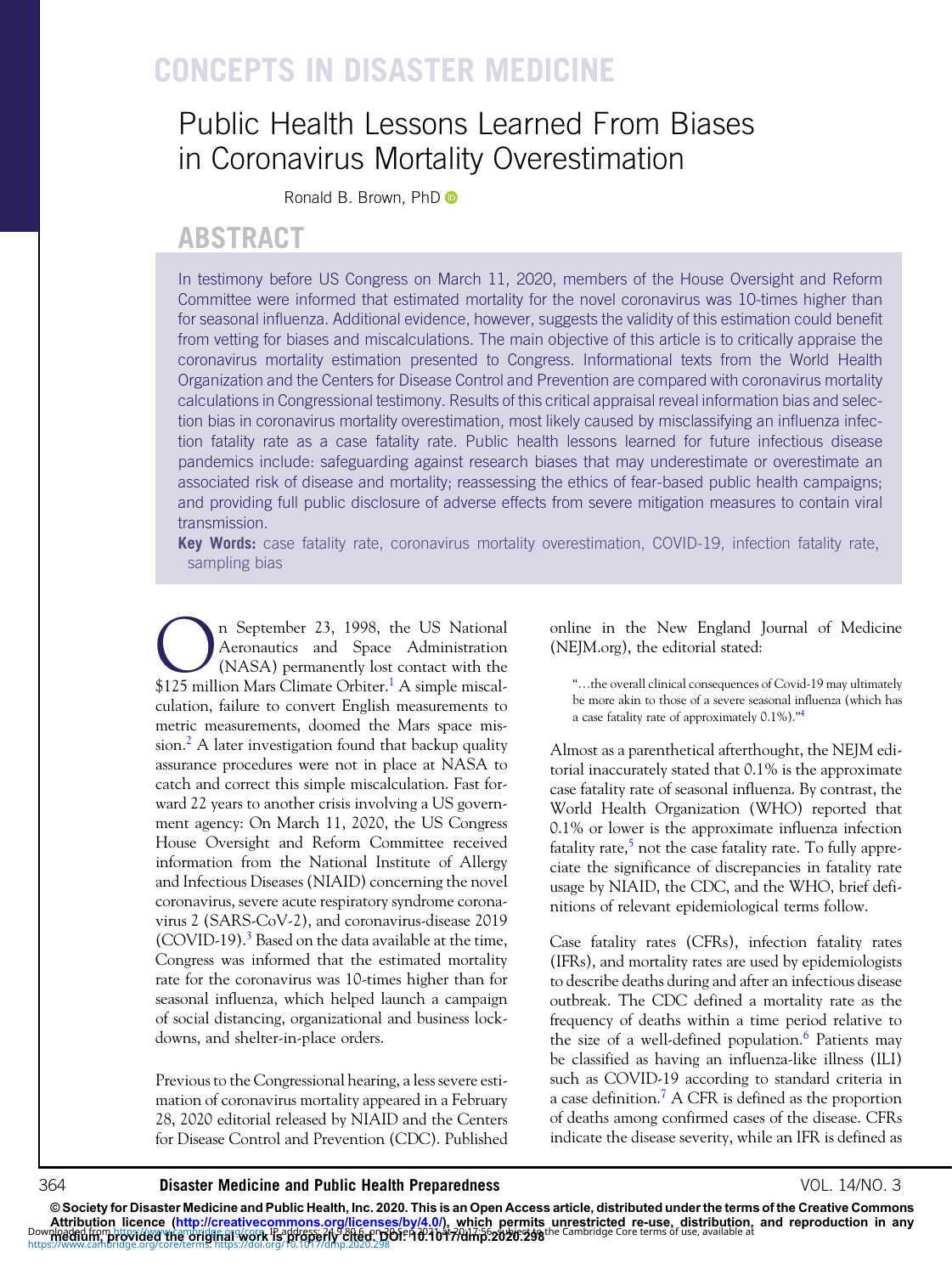CONCEPTS IN DISASTER MEDICINE

# Public Health Lessons Learned From Biases in Coronavirus Mortality Overestimation

Ronald B. Brown, PhD

## ABSTRACT

In testimony before US Congress on March 11, 2020, members of the House Oversight and Reform Committee were informed that estimated mortality for the novel coronavirus was 10-times higher than for seasonal influenza. Additional evidence, however, suggests the validity of this estimation could benefit from vetting for biases and miscalculations. The main objective of this article is to critically appraise the coronavirus mortality estimation presented to Congress. Informational texts from the World Health Organization and the Centers for Disease Control and Prevention are compared with coronavirus mortality calculations in Congressional testimony. Results of this critical appraisal reveal information bias and selection bias in coronavirus mortality overestimation, most likely caused by misclassifying an influenza infection fatality rate as a case fatality rate. Public health lessons learned for future infectious disease pandemics include: safeguarding against research biases that may underestimate or overestimate an associated risk of disease and mortality; reassessing the ethics of fear-based public health campaigns; and providing full public disclosure of adverse effects from severe mitigation measures to contain viral transmission.

**Key Words:** case fatality rate, coronavirus mortality overestimation, COVID-19, infection fatality rate, sampling bias

On September 23, 1998, the US National Aeronautics and Space Administration (NASA) permanently lost contact with the $125 million Mars Climate Orbiter.[1] A simple miscalculation, failure to convert English measurements to metric measurements, doomed the Mars space mission.[2] A later investigation found that backup quality assurance procedures were not in place at NASA to catch and correct this simple miscalculation. Fast forward 22 years to another crisis involving a US government agency: On March 11, 2020, the US Congress House Oversight and Reform Committee received information from the National Institute of Allergy and Infectious Diseases (NIAID) concerning the novel coronavirus, severe acute respiratory syndrome coronavirus 2 (SARS-CoV-2), and coronavirus-disease 2019 (COVID-19).[3] Based on the data available at the time, Congress was informed that the estimated mortality rate for the coronavirus was 10-times higher than for seasonal influenza, which helped launch a campaign of social distancing, organizational and business lockdowns, and shelter-in-place orders.

Previous to the Congressional hearing, a less severe estimation of coronavirus mortality appeared in a February 28, 2020 editorial released by NIAID and the Centers for Disease Control and Prevention (CDC). Published online in the New England Journal of Medicine (NEJM.org), the editorial stated:

> "…the overall clinical consequences of Covid-19 may ultimately be more akin to those of a severe seasonal influenza (which has a case fatality rate of approximately 0.1%)."[4]

Almost as a parenthetical afterthought, the NEJM editorial inaccurately stated that 0.1% is the approximate case fatality rate of seasonal influenza. By contrast, the World Health Organization (WHO) reported that 0.1% or lower is the approximate influenza infection fatality rate,[5] not the case fatality rate. To fully appreciate the significance of discrepancies in fatality rate usage by NIAID, the CDC, and the WHO, brief definitions of relevant epidemiological terms follow.

Case fatality rates (CFRs), infection fatality rates (IFRs), and mortality rates are used by epidemiologists to describe deaths during and after an infectious disease outbreak. The CDC defined a mortality rate as the frequency of deaths within a time period relative to the size of a well-defined population.[6] Patients may be classified as having an influenza-like illness (ILI) such as COVID-19 according to standard criteria in a case definition.[7] A CFR is defined as the proportion of deaths among confirmed cases of the disease. CFRs indicate the disease severity, while an IFR is defined as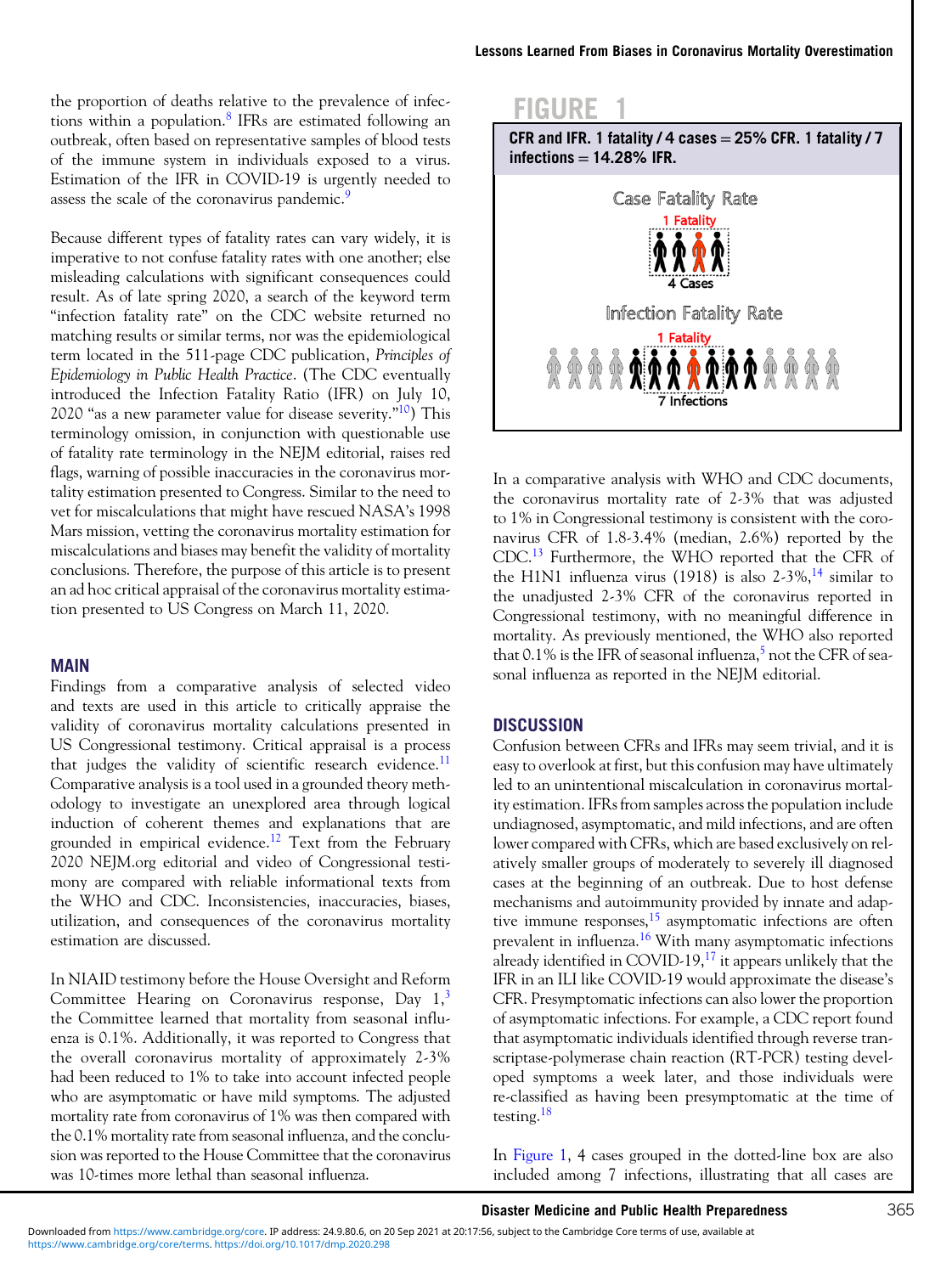the proportion of deaths relative to the prevalence of infections within a population.[8] IFRs are estimated following an outbreak, often based on representative samples of blood tests of the immune system in individuals exposed to a virus. Estimation of the IFR in COVID-19 is urgently needed to assess the scale of the coronavirus pandemic.[9]

Because different types of fatality rates can vary widely, it is imperative to not confuse fatality rates with one another; else misleading calculations with significant consequences could result. As of late spring 2020, a search of the keyword term "infection fatality rate" on the CDC website returned no matching results or similar terms, nor was the epidemiological term located in the 511-page CDC publication, *Principles of Epidemiology in Public Health Practice*. (The CDC eventually introduced the Infection Fatality Ratio (IFR) on July 10, 2020 "as a new parameter value for disease severity."[10]) This terminology omission, in conjunction with questionable use of fatality rate terminology in the NEJM editorial, raises red flags, warning of possible inaccuracies in the coronavirus mortality estimation presented to Congress. Similar to the need to vet for miscalculations that might have rescued NASA's 1998 Mars mission, vetting the coronavirus mortality estimation for miscalculations and biases may benefit the validity of mortality conclusions. Therefore, the purpose of this article is to present an ad hoc critical appraisal of the coronavirus mortality estimation presented to US Congress on March 11, 2020.

## MAIN

Findings from a comparative analysis of selected video and texts are used in this article to critically appraise the validity of coronavirus mortality calculations presented in US Congressional testimony. Critical appraisal is a process that judges the validity of scientific research evidence.[11] Comparative analysis is a tool used in a grounded theory methodology to investigate an unexplored area through logical induction of coherent themes and explanations that are grounded in empirical evidence.[12] Text from the February 2020 NEJM.org editorial and video of Congressional testimony are compared with reliable informational texts from the WHO and CDC. Inconsistencies, inaccuracies, biases, utilization, and consequences of the coronavirus mortality estimation are discussed.

In NIAID testimony before the House Oversight and Reform Committee Hearing on Coronavirus response, Day 1,[3] the Committee learned that mortality from seasonal influenza is 0.1%. Additionally, it was reported to Congress that the overall coronavirus mortality of approximately 2-3% had been reduced to 1% to take into account infected people who are asymptomatic or have mild symptoms. The adjusted mortality rate from coronavirus of 1% was then compared with the 0.1% mortality rate from seasonal influenza, and the conclusion was reported to the House Committee that the coronavirus was 10-times more lethal than seasonal influenza.

**FIGURE 1**

**CFR and IFR. 1 fatality / 4 cases = 25% CFR. 1 fatality / 7 infections = 14.28% IFR.**

Case Fatality Rate

1 Fatality

4 Cases

Infection Fatality Rate

1 Fatality

7 Infections

In a comparative analysis with WHO and CDC documents, the coronavirus mortality rate of 2-3% that was adjusted to 1% in Congressional testimony is consistent with the coronavirus CFR of 1.8-3.4% (median, 2.6%) reported by the CDC.[13] Furthermore, the WHO reported that the CFR of the H1N1 influenza virus (1918) is also 2-3%,[14] similar to the unadjusted 2-3% CFR of the coronavirus reported in Congressional testimony, with no meaningful difference in mortality. As previously mentioned, the WHO also reported that 0.1% is the IFR of seasonal influenza,[5] not the CFR of seasonal influenza as reported in the NEJM editorial.

## DISCUSSION

Confusion between CFRs and IFRs may seem trivial, and it is easy to overlook at first, but this confusion may have ultimately led to an unintentional miscalculation in coronavirus mortality estimation. IFRs from samples across the population include undiagnosed, asymptomatic, and mild infections, and are often lower compared with CFRs, which are based exclusively on relatively smaller groups of moderately to severely ill diagnosed cases at the beginning of an outbreak. Due to host defense mechanisms and autoimmunity provided by innate and adaptive immune responses,[15] asymptomatic infections are often prevalent in influenza.[16] With many asymptomatic infections already identified in COVID-19,[17] it appears unlikely that the IFR in an ILI like COVID-19 would approximate the disease's CFR. Presymptomatic infections can also lower the proportion of asymptomatic infections. For example, a CDC report found that asymptomatic individuals identified through reverse transcriptase-polymerase chain reaction (RT-PCR) testing developed symptoms a week later, and those individuals were re-classified as having been presymptomatic at the time of testing.[18]

In Figure 1, 4 cases grouped in the dotted-line box are also included among 7 infections, illustrating that all cases are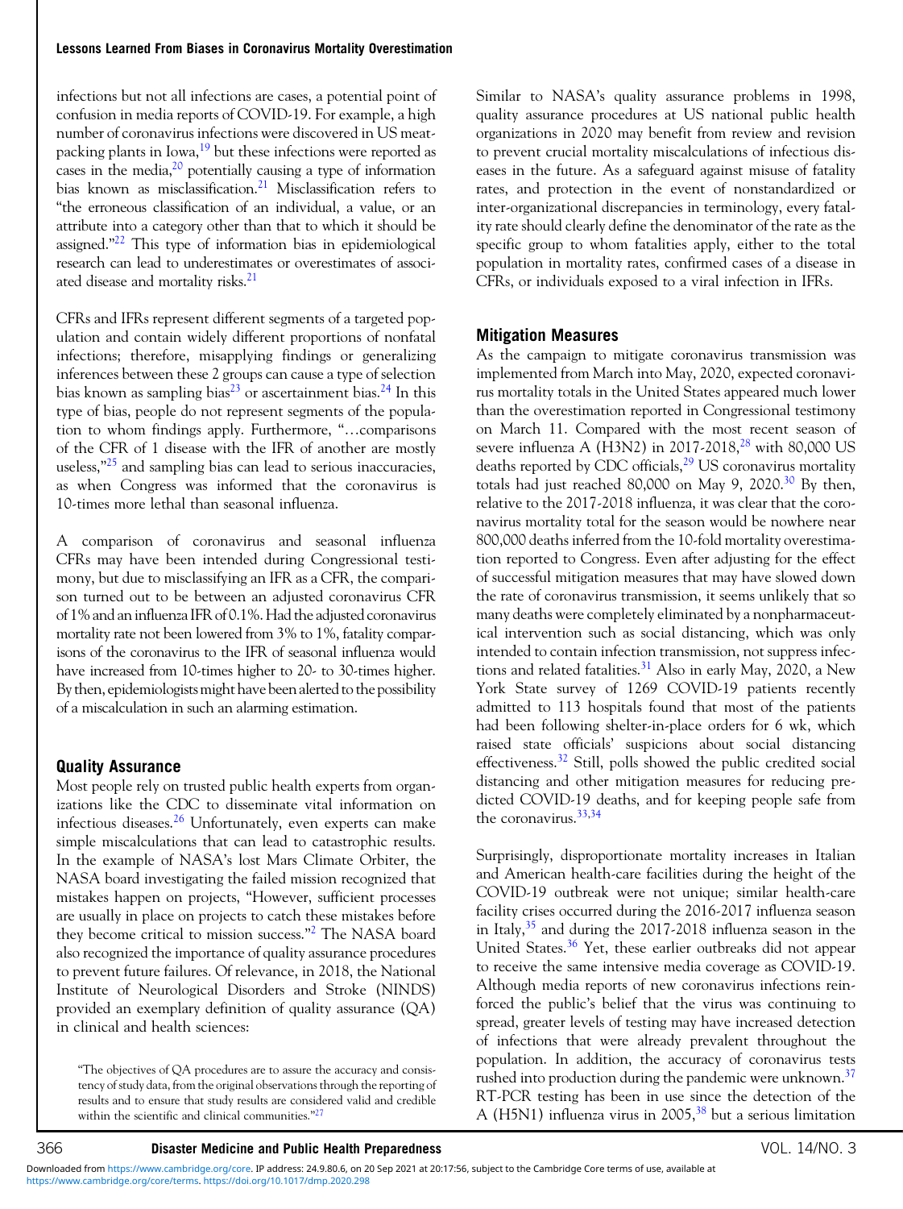infections but not all infections are cases, a potential point of confusion in media reports of COVID-19. For example, a high number of coronavirus infections were discovered in US meatpacking plants in Iowa,[19] but these infections were reported as cases in the media,[20] potentially causing a type of information bias known as misclassification.[21] Misclassification refers to "the erroneous classification of an individual, a value, or an attribute into a category other than that to which it should be assigned."[22] This type of information bias in epidemiological research can lead to underestimates or overestimates of associated disease and mortality risks.[21]

CFRs and IFRs represent different segments of a targeted population and contain widely different proportions of nonfatal infections; therefore, misapplying findings or generalizing inferences between these 2 groups can cause a type of selection bias known as sampling bias[23] or ascertainment bias.[24] In this type of bias, people do not represent segments of the population to whom findings apply. Furthermore, "…comparisons of the CFR of 1 disease with the IFR of another are mostly useless,"[25] and sampling bias can lead to serious inaccuracies, as when Congress was informed that the coronavirus is 10-times more lethal than seasonal influenza.

A comparison of coronavirus and seasonal influenza CFRs may have been intended during Congressional testimony, but due to misclassifying an IFR as a CFR, the comparison turned out to be between an adjusted coronavirus CFR of 1% and an influenza IFR of 0.1%. Had the adjusted coronavirus mortality rate not been lowered from 3% to 1%, fatality comparisons of the coronavirus to the IFR of seasonal influenza would have increased from 10-times higher to 20- to 30-times higher. By then, epidemiologists might have been alerted to the possibility of a miscalculation in such an alarming estimation.

## Quality Assurance

Most people rely on trusted public health experts from organizations like the CDC to disseminate vital information on infectious diseases.[26] Unfortunately, even experts can make simple miscalculations that can lead to catastrophic results. In the example of NASA's lost Mars Climate Orbiter, the NASA board investigating the failed mission recognized that mistakes happen on projects, "However, sufficient processes are usually in place on projects to catch these mistakes before they become critical to mission success."[2] The NASA board also recognized the importance of quality assurance procedures to prevent future failures. Of relevance, in 2018, the National Institute of Neurological Disorders and Stroke (NINDS) provided an exemplary definition of quality assurance (QA) in clinical and health sciences:

> "The objectives of QA procedures are to assure the accuracy and consistency of study data, from the original observations through the reporting of results and to ensure that study results are considered valid and credible within the scientific and clinical communities."[27]

Similar to NASA's quality assurance problems in 1998, quality assurance procedures at US national public health organizations in 2020 may benefit from review and revision to prevent crucial mortality miscalculations of infectious diseases in the future. As a safeguard against misuse of fatality rates, and protection in the event of nonstandardized or inter-organizational discrepancies in terminology, every fatality rate should clearly define the denominator of the rate as the specific group to whom fatalities apply, either to the total population in mortality rates, confirmed cases of a disease in CFRs, or individuals exposed to a viral infection in IFRs.

## Mitigation Measures

As the campaign to mitigate coronavirus transmission was implemented from March into May, 2020, expected coronavirus mortality totals in the United States appeared much lower than the overestimation reported in Congressional testimony on March 11. Compared with the most recent season of severe influenza A (H3N2) in 2017-2018,[28] with 80,000 US deaths reported by CDC officials,[29] US coronavirus mortality totals had just reached 80,000 on May 9, 2020.[30] By then, relative to the 2017-2018 influenza, it was clear that the coronavirus mortality total for the season would be nowhere near 800,000 deaths inferred from the 10-fold mortality overestimation reported to Congress. Even after adjusting for the effect of successful mitigation measures that may have slowed down the rate of coronavirus transmission, it seems unlikely that so many deaths were completely eliminated by a nonpharmaceutical intervention such as social distancing, which was only intended to contain infection transmission, not suppress infections and related fatalities.[31] Also in early May, 2020, a New York State survey of 1269 COVID-19 patients recently admitted to 113 hospitals found that most of the patients had been following shelter-in-place orders for 6 wk, which raised state officials' suspicions about social distancing effectiveness.[32] Still, polls showed the public credited social distancing and other mitigation measures for reducing predicted COVID-19 deaths, and for keeping people safe from the coronavirus.[33,34]

Surprisingly, disproportionate mortality increases in Italian and American health-care facilities during the height of the COVID-19 outbreak were not unique; similar health-care facility crises occurred during the 2016-2017 influenza season in Italy,[35] and during the 2017-2018 influenza season in the United States.[36] Yet, these earlier outbreaks did not appear to receive the same intensive media coverage as COVID-19. Although media reports of new coronavirus infections reinforced the public's belief that the virus was continuing to spread, greater levels of testing may have increased detection of infections that were already prevalent throughout the population. In addition, the accuracy of coronavirus tests rushed into production during the pandemic were unknown.[37] RT-PCR testing has been in use since the detection of the A (H5N1) influenza virus in 2005,[38] but a serious limitation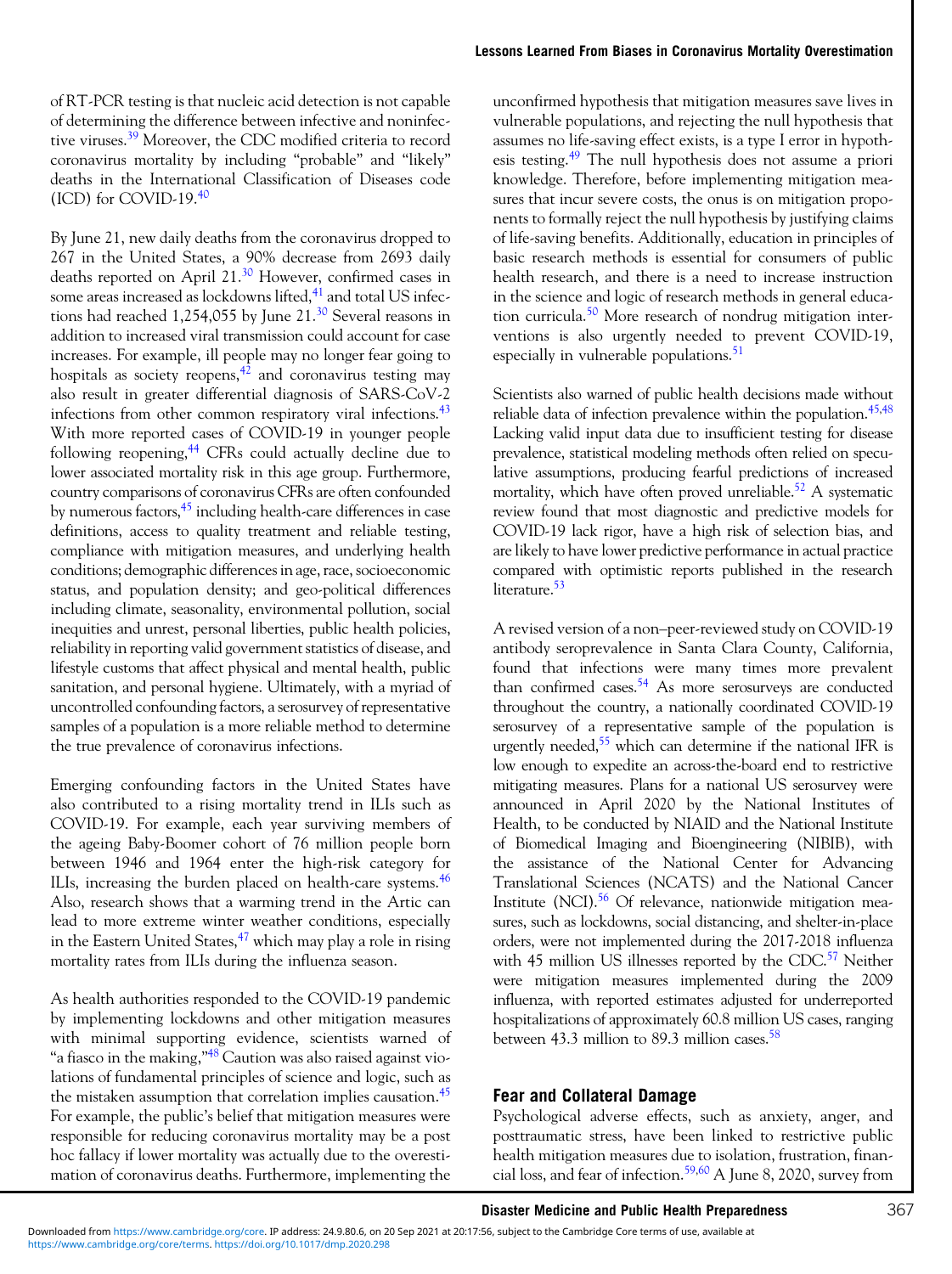of RT-PCR testing is that nucleic acid detection is not capable of determining the difference between infective and noninfective viruses.[39] Moreover, the CDC modified criteria to record coronavirus mortality by including "probable" and "likely" deaths in the International Classification of Diseases code (ICD) for COVID-19.[40]

By June 21, new daily deaths from the coronavirus dropped to 267 in the United States, a 90% decrease from 2693 daily deaths reported on April 21.[30] However, confirmed cases in some areas increased as lockdowns lifted,[41] and total US infections had reached 1,254,055 by June 21.[30] Several reasons in addition to increased viral transmission could account for case increases. For example, ill people may no longer fear going to hospitals as society reopens,[42] and coronavirus testing may also result in greater differential diagnosis of SARS-CoV-2 infections from other common respiratory viral infections.[43] With more reported cases of COVID-19 in younger people following reopening,[44] CFRs could actually decline due to lower associated mortality risk in this age group. Furthermore, country comparisons of coronavirus CFRs are often confounded by numerous factors,[45] including health-care differences in case definitions, access to quality treatment and reliable testing, compliance with mitigation measures, and underlying health conditions; demographic differences in age, race, socioeconomic status, and population density; and geo-political differences including climate, seasonality, environmental pollution, social inequities and unrest, personal liberties, public health policies, reliability in reporting valid government statistics of disease, and lifestyle customs that affect physical and mental health, public sanitation, and personal hygiene. Ultimately, with a myriad of uncontrolled confounding factors, a serosurvey of representative samples of a population is a more reliable method to determine the true prevalence of coronavirus infections.

Emerging confounding factors in the United States have also contributed to a rising mortality trend in ILIs such as COVID-19. For example, each year surviving members of the ageing Baby-Boomer cohort of 76 million people born between 1946 and 1964 enter the high-risk category for ILIs, increasing the burden placed on health-care systems.[46] Also, research shows that a warming trend in the Artic can lead to more extreme winter weather conditions, especially in the Eastern United States,[47] which may play a role in rising mortality rates from ILIs during the influenza season.

As health authorities responded to the COVID-19 pandemic by implementing lockdowns and other mitigation measures with minimal supporting evidence, scientists warned of "a fiasco in the making,"[48] Caution was also raised against violations of fundamental principles of science and logic, such as the mistaken assumption that correlation implies causation.[45] For example, the public's belief that mitigation measures were responsible for reducing coronavirus mortality may be a post hoc fallacy if lower mortality was actually due to the overestimation of coronavirus deaths. Furthermore, implementing the unconfirmed hypothesis that mitigation measures save lives in vulnerable populations, and rejecting the null hypothesis that assumes no life-saving effect exists, is a type I error in hypothesis testing.[49] The null hypothesis does not assume a priori knowledge. Therefore, before implementing mitigation measures that incur severe costs, the onus is on mitigation proponents to formally reject the null hypothesis by justifying claims of life-saving benefits. Additionally, education in principles of basic research methods is essential for consumers of public health research, and there is a need to increase instruction in the science and logic of research methods in general education curricula.[50] More research of nondrug mitigation interventions is also urgently needed to prevent COVID-19, especially in vulnerable populations.[51]

Scientists also warned of public health decisions made without reliable data of infection prevalence within the population.[45,48] Lacking valid input data due to insufficient testing for disease prevalence, statistical modeling methods often relied on speculative assumptions, producing fearful predictions of increased mortality, which have often proved unreliable.[52] A systematic review found that most diagnostic and predictive models for COVID-19 lack rigor, have a high risk of selection bias, and are likely to have lower predictive performance in actual practice compared with optimistic reports published in the research literature.[53]

A revised version of a non–peer-reviewed study on COVID-19 antibody seroprevalence in Santa Clara County, California, found that infections were many times more prevalent than confirmed cases.[54] As more serosurveys are conducted throughout the country, a nationally coordinated COVID-19 serosurvey of a representative sample of the population is urgently needed,[55] which can determine if the national IFR is low enough to expedite an across-the-board end to restrictive mitigating measures. Plans for a national US serosurvey were announced in April 2020 by the National Institutes of Health, to be conducted by NIAID and the National Institute of Biomedical Imaging and Bioengineering (NIBIB), with the assistance of the National Center for Advancing Translational Sciences (NCATS) and the National Cancer Institute (NCI).[56] Of relevance, nationwide mitigation measures, such as lockdowns, social distancing, and shelter-in-place orders, were not implemented during the 2017-2018 influenza with 45 million US illnesses reported by the CDC.[57] Neither were mitigation measures implemented during the 2009 influenza, with reported estimates adjusted for underreported hospitalizations of approximately 60.8 million US cases, ranging between 43.3 million to 89.3 million cases.[58]

## Fear and Collateral Damage

Psychological adverse effects, such as anxiety, anger, and posttraumatic stress, have been linked to restrictive public health mitigation measures due to isolation, frustration, financial loss, and fear of infection.[59,60] A June 8, 2020, survey from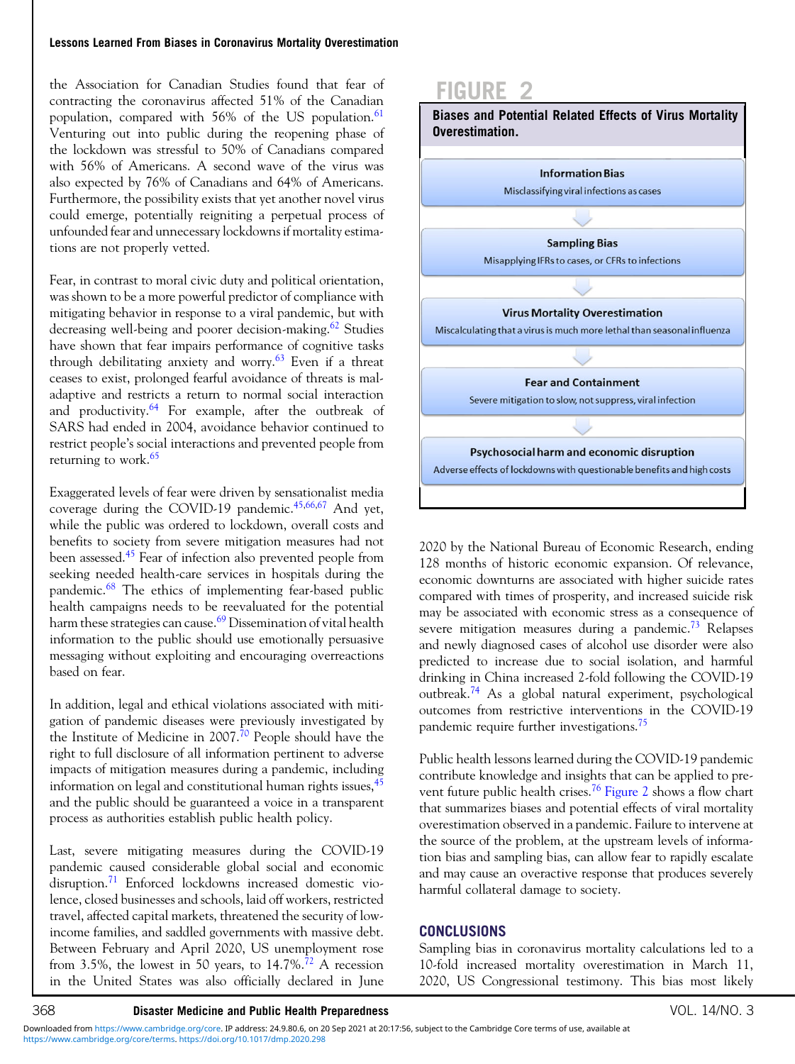the Association for Canadian Studies found that fear of contracting the coronavirus affected 51% of the Canadian population, compared with 56% of the US population.[61] Venturing out into public during the reopening phase of the lockdown was stressful to 50% of Canadians compared with 56% of Americans. A second wave of the virus was also expected by 76% of Canadians and 64% of Americans. Furthermore, the possibility exists that yet another novel virus could emerge, potentially reigniting a perpetual process of unfounded fear and unnecessary lockdowns if mortality estimations are not properly vetted.

Fear, in contrast to moral civic duty and political orientation, was shown to be a more powerful predictor of compliance with mitigating behavior in response to a viral pandemic, but with decreasing well-being and poorer decision-making.[62] Studies have shown that fear impairs performance of cognitive tasks through debilitating anxiety and worry.[63] Even if a threat ceases to exist, prolonged fearful avoidance of threats is maladaptive and restricts a return to normal social interaction and productivity.[64] For example, after the outbreak of SARS had ended in 2004, avoidance behavior continued to restrict people's social interactions and prevented people from returning to work.[65]

Exaggerated levels of fear were driven by sensationalist media coverage during the COVID-19 pandemic.[45,66,67] And yet, while the public was ordered to lockdown, overall costs and benefits to society from severe mitigation measures had not been assessed.[45] Fear of infection also prevented people from seeking needed health-care services in hospitals during the pandemic.[68] The ethics of implementing fear-based public health campaigns needs to be reevaluated for the potential harm these strategies can cause.[69] Dissemination of vital health information to the public should use emotionally persuasive messaging without exploiting and encouraging overreactions based on fear.

In addition, legal and ethical violations associated with mitigation of pandemic diseases were previously investigated by the Institute of Medicine in 2007.[70] People should have the right to full disclosure of all information pertinent to adverse impacts of mitigation measures during a pandemic, including information on legal and constitutional human rights issues,[45] and the public should be guaranteed a voice in a transparent process as authorities establish public health policy.

Last, severe mitigating measures during the COVID-19 pandemic caused considerable global social and economic disruption.[71] Enforced lockdowns increased domestic violence, closed businesses and schools, laid off workers, restricted travel, affected capital markets, threatened the security of low-income families, and saddled governments with massive debt. Between February and April 2020, US unemployment rose from 3.5%, the lowest in 50 years, to 14.7%.[72] A recession in the United States was also officially declared in June 2020 by the National Bureau of Economic Research, ending 128 months of historic economic expansion. Of relevance, economic downturns are associated with higher suicide rates compared with times of prosperity, and increased suicide risk may be associated with economic stress as a consequence of severe mitigation measures during a pandemic.[73] Relapses and newly diagnosed cases of alcohol use disorder were also predicted to increase due to social isolation, and harmful drinking in China increased 2-fold following the COVID-19 outbreak.[74] As a global natural experiment, psychological outcomes from restrictive interventions in the COVID-19 pandemic require further investigations.[75]

**FIGURE 2**

**Biases and Potential Related Effects of Virus Mortality Overestimation.**

**Information Bias**
Misclassifying viral infections as cases

↓

**Sampling Bias**
Misapplying IFRs to cases, or CFRs to infections

↓

**Virus Mortality Overestimation**
Miscalculating that a virus is much more lethal than seasonal influenza

↓

**Fear and Containment**
Severe mitigation to slow, not suppress, viral infection

↓

**Psychosocial harm and economic disruption**
Adverse effects of lockdowns with questionable benefits and high costs

Public health lessons learned during the COVID-19 pandemic contribute knowledge and insights that can be applied to prevent future public health crises.[76] Figure 2 shows a flow chart that summarizes biases and potential effects of viral mortality overestimation observed in a pandemic. Failure to intervene at the source of the problem, at the upstream levels of information bias and sampling bias, can allow fear to rapidly escalate and may cause an overactive response that produces severely harmful collateral damage to society.

## CONCLUSIONS

Sampling bias in coronavirus mortality calculations led to a 10-fold increased mortality overestimation in March 11, 2020, US Congressional testimony. This bias most likely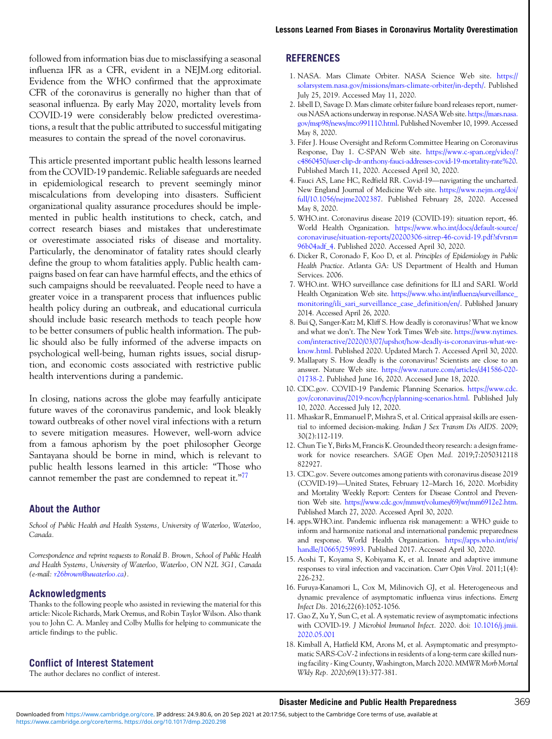followed from information bias due to misclassifying a seasonal influenza IFR as a CFR, evident in a NEJM.org editorial. Evidence from the WHO confirmed that the approximate CFR of the coronavirus is generally no higher than that of seasonal influenza. By early May 2020, mortality levels from COVID-19 were considerably below predicted overestimations, a result that the public attributed to successful mitigating measures to contain the spread of the novel coronavirus.

This article presented important public health lessons learned from the COVID-19 pandemic. Reliable safeguards are needed in epidemiological research to prevent seemingly minor miscalculations from developing into disasters. Sufficient organizational quality assurance procedures should be implemented in public health institutions to check, catch, and correct research biases and mistakes that underestimate or overestimate associated risks of disease and mortality. Particularly, the denominator of fatality rates should clearly define the group to whom fatalities apply. Public health campaigns based on fear can have harmful effects, and the ethics of such campaigns should be reevaluated. People need to have a greater voice in a transparent process that influences public health policy during an outbreak, and educational curricula should include basic research methods to teach people how to be better consumers of public health information. The public should also be fully informed of the adverse impacts on psychological well-being, human rights issues, social disruption, and economic costs associated with restrictive public health interventions during a pandemic.

In closing, nations across the globe may fearfully anticipate future waves of the coronavirus pandemic, and look bleakly toward outbreaks of other novel viral infections with a return to severe mitigation measures. However, well-worn advice from a famous aphorism by the poet philosopher George Santayana should be borne in mind, which is relevant to public health lessons learned in this article: "Those who cannot remember the past are condemned to repeat it."[77]

## About the Author

*School of Public Health and Health Systems, University of Waterloo, Waterloo, Canada.*

*Correspondence and reprint requests to Ronald B. Brown, School of Public Health and Health Systems, University of Waterloo, Waterloo, ON N2L 3G1, Canada (e-mail: r26brown@uwaterloo.ca).*

## Acknowledgments

Thanks to the following people who assisted in reviewing the material for this article: Nicole Richards, Mark Oremus, and Robin Taylor Wilson. Also thank you to John C. A. Manley and Colby Mullis for helping to communicate the article findings to the public.

## Conflict of Interest Statement

The author declares no conflict of interest.

## REFERENCES

1. NASA. Mars Climate Orbiter. NASA Science Web site. https://solarsystem.nasa.gov/missions/mars-climate-orbiter/in-depth/. Published July 25, 2019. Accessed May 11, 2020.
2. Isbell D, Savage D. Mars climate orbiter failure board releases report, numerous NASA actions underway in response. NASA Web site. https://mars.nasa.gov/msp98/news/mco991110.html. Published November 10, 1999. Accessed May 8, 2020.
3. Fifer J. House Oversight and Reform Committee Hearing on Coronavirus Response, Day 1. C-SPAN Web site. https://www.c-span.org/video/?c4860450/user-clip-dr-anthony-fauci-addresses-covid-19-mortality-rate%20. Published March 11, 2020. Accessed April 30, 2020.
4. Fauci AS, Lane HC, Redfield RR. Covid-19—navigating the uncharted. New England Journal of Medicine Web site. https://www.nejm.org/doi/full/10.1056/nejme2002387. Published February 28, 2020. Accessed May 8, 2020.
5. WHO.int. Coronavirus disease 2019 (COVID-19): situation report, 46. World Health Organization. https://www.who.int/docs/default-source/coronaviruse/situation-reports/20200306-sitrep-46-covid-19.pdf?sfvrsn=96b04adf_4. Published 2020. Accessed April 30, 2020.
6. Dicker R, Coronado F, Koo D, et al. *Principles of Epidemiology in Public Health Practice*. Atlanta GA: US Department of Health and Human Services. 2006.
7. WHO.int. WHO surveillance case definitions for ILI and SARI. World Health Organization Web site. https://www.who.int/influenza/surveillance_monitoring/ili_sari_surveillance_case_definition/en/. Published January 2014. Accessed April 26, 2020.
8. Bui Q, Sanger-Katz M, Kliff S. How deadly is coronavirus? What we know and what we don't. The New York Times Web site. https://www.nytimes.com/interactive/2020/03/07/upshot/how-deadly-is-coronavirus-what-we-know.html. Published 2020. Updated March 7. Accessed April 30, 2020.
9. Mallapaty S. How deadly is the coronavirus? Scientists are close to an answer. Nature Web site. https://www.nature.com/articles/d41586-020-01738-2. Published June 16, 2020. Accessed June 18, 2020.
10. CDC.gov. COVID-19 Pandemic Planning Scenarios. https://www.cdc.gov/coronavirus/2019-ncov/hcp/planning-scenarios.html. Published July 10, 2020. Accessed July 12, 2020.
11. Mhaskar R, Emmanuel P, Mishra S, et al. Critical appraisal skills are essential to informed decision-making. *Indian J Sex Transm Dis AIDS*. 2009; 30(2):112-119.
12. Chun Tie Y, Birks M, Francis K. Grounded theory research: a design framework for novice researchers. *SAGE Open Med*. 2019;7:2050312118822927.
13. CDC.gov. Severe outcomes among patients with coronavirus disease 2019 (COVID-19)—United States, February 12–March 16, 2020. Morbidity and Mortality Weekly Report: Centers for Disease Control and Prevention Web site. https://www.cdc.gov/mmwr/volumes/69/wr/mm6912e2.htm. Published March 27, 2020. Accessed April 30, 2020.
14. apps.WHO.int. Pandemic influenza risk management: a WHO guide to inform and harmonize national and international pandemic preparedness and response. World Health Organization. https://apps.who.int/iris/handle/10665/259893. Published 2017. Accessed April 30, 2020.
15. Aoshi T, Koyama S, Kobiyama K, et al. Innate and adaptive immune responses to viral infection and vaccination. *Curr Opin Virol*. 2011;1(4):226-232.
16. Furuya-Kanamori L, Cox M, Milinovich GJ, et al. Heterogeneous and dynamic prevalence of asymptomatic influenza virus infections. *Emerg Infect Dis*. 2016;22(6):1052-1056.
17. Gao Z, Xu Y, Sun C, et al. A systematic review of asymptomatic infections with COVID-19. *J Microbiol Immunol Infect*. 2020. doi: 10.1016/j.jmii.2020.05.001
18. Kimball A, Hatfield KM, Arons M, et al. Asymptomatic and presymptomatic SARS-CoV-2 infections in residents of a long-term care skilled nursing facility - King County, Washington, March 2020. *MMWR Morb Mortal Wkly Rep*. 2020;69(13):377-381.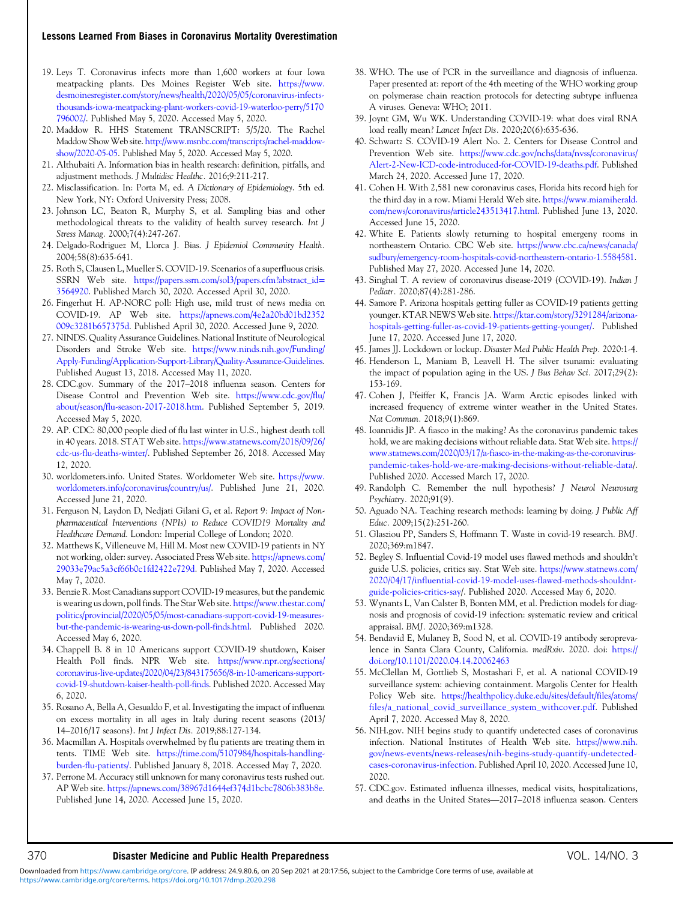19. Leys T. Coronavirus infects more than 1,600 workers at four Iowa meatpacking plants. Des Moines Register Web site. https://www.desmoinesregister.com/story/news/health/2020/05/05/coronavirus-infects-thousands-iowa-meatpacking-plant-workers-covid-19-waterloo-perry/5170796002/. Published May 5, 2020. Accessed May 5, 2020.
20. Maddow R. HHS Statement TRANSCRIPT: 5/5/20. The Rachel Maddow Show Web site. http://www.msnbc.com/transcripts/rachel-maddow-show/2020-05-05. Published May 5, 2020. Accessed May 5, 2020.
21. Althubaiti A. Information bias in health research: definition, pitfalls, and adjustment methods. *J Multidisc Healthc*. 2016;9:211-217.
22. Misclassification. In: Porta M, ed. *A Dictionary of Epidemiology*. 5th ed. New York, NY: Oxford University Press; 2008.
23. Johnson LC, Beaton R, Murphy S, et al. Sampling bias and other methodological threats to the validity of health survey research. *Int J Stress Manag*. 2000;7(4):247-267.
24. Delgado-Rodriguez M, Llorca J. Bias. *J Epidemiol Community Health*. 2004;58(8):635-641.
25. Roth S, Clausen L, Mueller S. COVID-19. Scenarios of a superfluous crisis. SSRN Web site. https://papers.ssrn.com/sol3/papers.cfm?abstract_id=3564920. Published March 30, 2020. Accessed April 30, 2020.
26. Fingerhut H. AP-NORC poll: High use, mild trust of news media on COVID-19. AP Web site. https://apnews.com/4e2a20bd01bd2352009c3281b657375d. Published April 30, 2020. Accessed June 9, 2020.
27. NINDS. Quality Assurance Guidelines. National Institute of Neurological Disorders and Stroke Web site. https://www.ninds.nih.gov/Funding/Apply-Funding/Application-Support-Library/Quality-Assurance-Guidelines. Published August 13, 2018. Accessed May 11, 2020.
28. CDC.gov. Summary of the 2017–2018 influenza season. Centers for Disease Control and Prevention Web site. https://www.cdc.gov/flu/about/season/flu-season-2017-2018.htm. Published September 5, 2019. Accessed May 5, 2020.
29. AP. CDC: 80,000 people died of flu last winter in U.S., highest death toll in 40 years. 2018. STAT Web site. https://www.statnews.com/2018/09/26/cdc-us-flu-deaths-winter/. Published September 26, 2018. Accessed May 12, 2020.
30. worldometers.info. United States. Worldometer Web site. https://www.worldometers.info/coronavirus/country/us/. Published June 21, 2020. Accessed June 21, 2020.
31. Ferguson N, Laydon D, Nedjati Gilani G, et al. *Report 9: Impact of Non-pharmaceutical Interventions (NPIs) to Reduce COVID19 Mortality and Healthcare Demand*. London: Imperial College of London; 2020.
32. Matthews K, Villeneuve M, Hill M. Most new COVID-19 patients in NY not working, older: survey. Associated Press Web site. https://apnews.com/29033e79ac5a3cf66b0c1fd2422e729d. Published May 7, 2020. Accessed May 7, 2020.
33. Benzie R. Most Canadians support COVID-19 measures, but the pandemic is wearing us down, poll finds. The Star Web site. https://www.thestar.com/politics/provincial/2020/05/05/most-canadians-support-covid-19-measures-but-the-pandemic-is-wearing-us-down-poll-finds.html. Published 2020. Accessed May 6, 2020.
34. Chappell B. 8 in 10 Americans support COVID-19 shutdown, Kaiser Health Poll finds. NPR Web site. https://www.npr.org/sections/coronavirus-live-updates/2020/04/23/843175656/8-in-10-americans-support-covid-19-shutdown-kaiser-health-poll-finds. Published 2020. Accessed May 6, 2020.
35. Rosano A, Bella A, Gesualdo F, et al. Investigating the impact of influenza on excess mortality in all ages in Italy during recent seasons (2013/14–2016/17 seasons). *Int J Infect Dis*. 2019;88:127-134.
36. Macmillan A. Hospitals overwhelmed by flu patients are treating them in tents. TIME Web site. https://time.com/5107984/hospitals-handling-burden-flu-patients/. Published January 8, 2018. Accessed May 7, 2020.
37. Perrone M. Accuracy still unknown for many coronavirus tests rushed out. AP Web site. https://apnews.com/38967d1644ef374d1bcbc7806b383b8e. Published June 14, 2020. Accessed June 15, 2020.
38. WHO. The use of PCR in the surveillance and diagnosis of influenza. Paper presented at: report of the 4th meeting of the WHO working group on polymerase chain reaction protocols for detecting subtype influenza A viruses. Geneva: WHO; 2011.
39. Joynt GM, Wu WK. Understanding COVID-19: what does viral RNA load really mean? *Lancet Infect Dis*. 2020;20(6):635-636.
40. Schwartz S. COVID-19 Alert No. 2. Centers for Disease Control and Prevention Web site. https://www.cdc.gov/nchs/data/nvss/coronavirus/Alert-2-New-ICD-code-introduced-for-COVID-19-deaths.pdf. Published March 24, 2020. Accessed June 17, 2020.
41. Cohen H. With 2,581 new coronavirus cases, Florida hits record high for the third day in a row. Miami Herald Web site. https://www.miamiherald.com/news/coronavirus/article243513417.html. Published June 13, 2020. Accessed June 15, 2020.
42. White E. Patients slowly returning to hospital emergeny rooms in northeastern Ontario. CBC Web site. https://www.cbc.ca/news/canada/sudbury/emergency-room-hospitals-covid-northeastern-ontario-1.5584581. Published May 27, 2020. Accessed June 14, 2020.
43. Singhal T. A review of coronavirus disease-2019 (COVID-19). *Indian J Pediatr*. 2020;87(4):281-286.
44. Samore P. Arizona hospitals getting fuller as COVID-19 patients getting younger. KTAR NEWS Web site. https://ktar.com/story/3291284/arizona-hospitals-getting-fuller-as-covid-19-patients-getting-younger/. Published June 17, 2020. Accessed June 17, 2020.
45. James JJ. Lockdown or lockup. *Disaster Med Public Health Prep*. 2020:1-4.
46. Henderson L, Maniam B, Leavell H. The silver tsunami: evaluating the impact of population aging in the US. *J Bus Behav Sci*. 2017;29(2):153-169.
47. Cohen J, Pfeiffer K, Francis JA. Warm Arctic episodes linked with increased frequency of extreme winter weather in the United States. *Nat Commun*. 2018;9(1):869.
48. Ioannidis JP. A fiasco in the making? As the coronavirus pandemic takes hold, we are making decisions without reliable data. Stat Web site. https://www.statnews.com/2020/03/17/a-fiasco-in-the-making-as-the-coronavirus-pandemic-takes-hold-we-are-making-decisions-without-reliable-data/. Published 2020. Accessed March 17, 2020.
49. Randolph C. Remember the null hypothesis? *J Neurol Neurosurg Psychiatry*. 2020;91(9).
50. Aguado NA. Teaching research methods: learning by doing. *J Public Aff Educ*. 2009;15(2):251-260.
51. Glasziou PP, Sanders S, Hoffmann T. Waste in covid-19 research. *BMJ*. 2020;369:m1847.
52. Begley S. Influential Covid-19 model uses flawed methods and shouldn't guide U.S. policies, critics say. Stat Web site. https://www.statnews.com/2020/04/17/influential-covid-19-model-uses-flawed-methods-shouldnt-guide-policies-critics-say/. Published 2020. Accessed May 6, 2020.
53. Wynants L, Van Calster B, Bonten MM, et al. Prediction models for diagnosis and prognosis of covid-19 infection: systematic review and critical appraisal. *BMJ*. 2020;369:m1328.
54. Bendavid E, Mulaney B, Sood N, et al. COVID-19 antibody seroprevalence in Santa Clara County, California. *medRxiv*. 2020. doi: https://doi.org/10.1101/2020.04.14.20062463
55. McClellan M, Gottlieb S, Mostashari F, et al. A national COVID-19 surveillance system: achieving containment. Margolis Center for Health Policy Web site. https://healthpolicy.duke.edu/sites/default/files/atoms/files/a_national_covid_surveillance_system_withcover.pdf. Published April 7, 2020. Accessed May 8, 2020.
56. NIH.gov. NIH begins study to quantify undetected cases of coronavirus infection. National Institutes of Health Web site. https://www.nih.gov/news-events/news-releases/nih-begins-study-quantify-undetected-cases-coronavirus-infection. Published April 10, 2020. Accessed June 10, 2020.
57. CDC.gov. Estimated influenza illnesses, medical visits, hospitalizations, and deaths in the United States—2017–2018 influenza season. Centers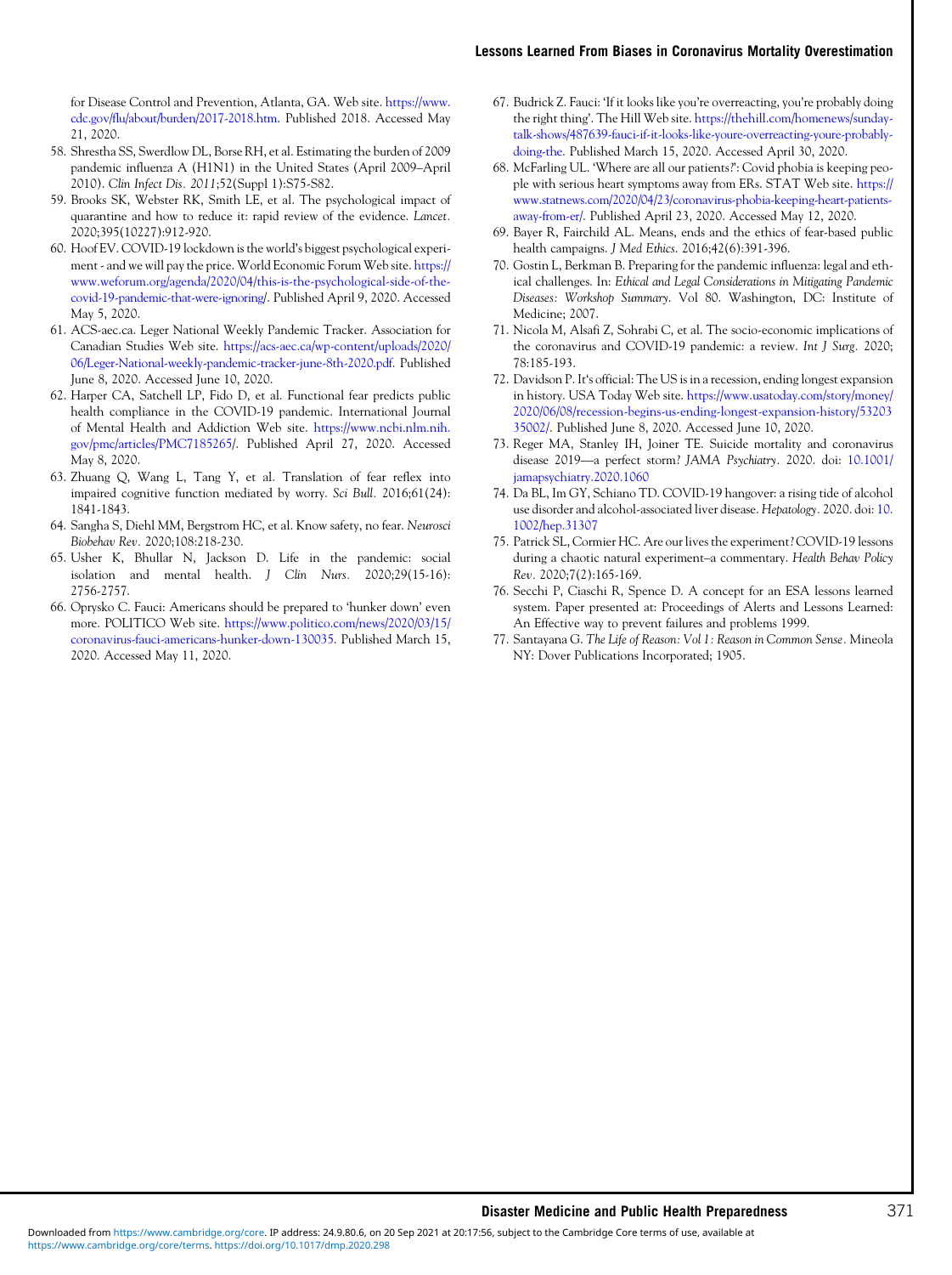for Disease Control and Prevention, Atlanta, GA. Web site. https://www.cdc.gov/flu/about/burden/2017-2018.htm. Published 2018. Accessed May 21, 2020.

58. Shrestha SS, Swerdlow DL, Borse RH, et al. Estimating the burden of 2009 pandemic influenza A (H1N1) in the United States (April 2009–April 2010). *Clin Infect Dis. 2011*;52(Suppl 1):S75-S82.
59. Brooks SK, Webster RK, Smith LE, et al. The psychological impact of quarantine and how to reduce it: rapid review of the evidence. *Lancet*. 2020;395(10227):912-920.
60. Hoof EV. COVID-19 lockdown is the world's biggest psychological experiment - and we will pay the price. World Economic Forum Web site. https://www.weforum.org/agenda/2020/04/this-is-the-psychological-side-of-the-covid-19-pandemic-that-were-ignoring/. Published April 9, 2020. Accessed May 5, 2020.
61. ACS-aec.ca. Leger National Weekly Pandemic Tracker. Association for Canadian Studies Web site. https://acs-aec.ca/wp-content/uploads/2020/06/Leger-National-weekly-pandemic-tracker-june-8th-2020.pdf. Published June 8, 2020. Accessed June 10, 2020.
62. Harper CA, Satchell LP, Fido D, et al. Functional fear predicts public health compliance in the COVID-19 pandemic. International Journal of Mental Health and Addiction Web site. https://www.ncbi.nlm.nih.gov/pmc/articles/PMC7185265/. Published April 27, 2020. Accessed May 8, 2020.
63. Zhuang Q, Wang L, Tang Y, et al. Translation of fear reflex into impaired cognitive function mediated by worry. *Sci Bull*. 2016;61(24): 1841-1843.
64. Sangha S, Diehl MM, Bergstrom HC, et al. Know safety, no fear. *Neurosci Biobehav Rev*. 2020;108:218-230.
65. Usher K, Bhullar N, Jackson D. Life in the pandemic: social isolation and mental health. *J Clin Nurs*. 2020;29(15-16): 2756-2757.
66. Oprysko C. Fauci: Americans should be prepared to 'hunker down' even more. POLITICO Web site. https://www.politico.com/news/2020/03/15/coronavirus-fauci-americans-hunker-down-130035. Published March 15, 2020. Accessed May 11, 2020.
67. Budrick Z. Fauci: 'If it looks like you're overreacting, you're probably doing the right thing'. The Hill Web site. https://thehill.com/homenews/sunday-talk-shows/487639-fauci-if-it-looks-like-youre-overreacting-youre-probably-doing-the. Published March 15, 2020. Accessed April 30, 2020.
68. McFarling UL. 'Where are all our patients?': Covid phobia is keeping people with serious heart symptoms away from ERs. STAT Web site. https://www.statnews.com/2020/04/23/coronavirus-phobia-keeping-heart-patients-away-from-er/. Published April 23, 2020. Accessed May 12, 2020.
69. Bayer R, Fairchild AL. Means, ends and the ethics of fear-based public health campaigns. *J Med Ethics*. 2016;42(6):391-396.
70. Gostin L, Berkman B. Preparing for the pandemic influenza: legal and ethical challenges. In: *Ethical and Legal Considerations in Mitigating Pandemic Diseases: Workshop Summary*. Vol 80. Washington, DC: Institute of Medicine; 2007.
71. Nicola M, Alsafi Z, Sohrabi C, et al. The socio-economic implications of the coronavirus and COVID-19 pandemic: a review. *Int J Surg*. 2020; 78:185-193.
72. Davidson P. It's official: The US is in a recession, ending longest expansion in history. USA Today Web site. https://www.usatoday.com/story/money/2020/06/08/recession-begins-us-ending-longest-expansion-history/5320335002/. Published June 8, 2020. Accessed June 10, 2020.
73. Reger MA, Stanley IH, Joiner TE. Suicide mortality and coronavirus disease 2019—a perfect storm? *JAMA Psychiatry*. 2020. doi: 10.1001/jamapsychiatry.2020.1060
74. Da BL, Im GY, Schiano TD. COVID-19 hangover: a rising tide of alcohol use disorder and alcohol-associated liver disease. *Hepatology*. 2020. doi: 10.1002/hep.31307
75. Patrick SL, Cormier HC. Are our lives the experiment? COVID-19 lessons during a chaotic natural experiment–a commentary. *Health Behav Policy Rev*. 2020;7(2):165-169.
76. Secchi P, Ciaschi R, Spence D. A concept for an ESA lessons learned system. Paper presented at: Proceedings of Alerts and Lessons Learned: An Effective way to prevent failures and problems 1999.
77. Santayana G. *The Life of Reason: Vol 1: Reason in Common Sense*. Mineola NY: Dover Publications Incorporated; 1905.